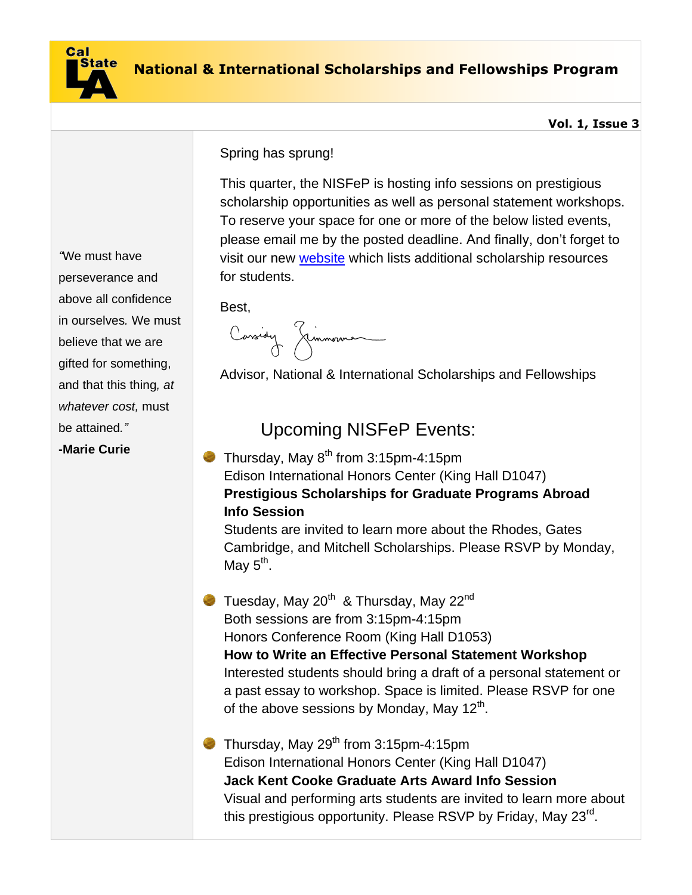# National & International Scholarships and Fellowships Program

**Vol. 1, Issue 3**

"We must have perseverance and above all confidence in ourselves. We must believe that we are gifted for something, and that this thing, *at whatever cost,* must be attained*."*

**-Marie Curie**

Spring has sprung!

This quarter, the NISFeP is hosting info sessions on prestigious scholarship opportunities as well as personal statement workshops. To reserve your space for one or more of the below listed events, please email me by the posted deadline. And finally, don't forget to visit our new website which lists additional scholarship resources for students.

Best,

Cassidy Zimmerman

Advisor, National & International Scholarships and Fellowships

## Upcoming NISFeP Events:

- Thursday, May 8th from 3:15pm-4:15pm
  Edison International Honors Center (King Hall D1047)
  **Prestigious Scholarships for Graduate Programs Abroad Info Session**
  Students are invited to learn more about the Rhodes, Gates Cambridge, and Mitchell Scholarships. Please RSVP by Monday, May 5th.

- Tuesday, May 20th & Thursday, May 22nd
  Both sessions are from 3:15pm-4:15pm
  Honors Conference Room (King Hall D1053)
  **How to Write an Effective Personal Statement Workshop**
  Interested students should bring a draft of a personal statement or a past essay to workshop. Space is limited. Please RSVP for one of the above sessions by Monday, May 12th.

- Thursday, May 29th from 3:15pm-4:15pm
  Edison International Honors Center (King Hall D1047)
  **Jack Kent Cooke Graduate Arts Award Info Session**
  Visual and performing arts students are invited to learn more about this prestigious opportunity. Please RSVP by Friday, May 23rd.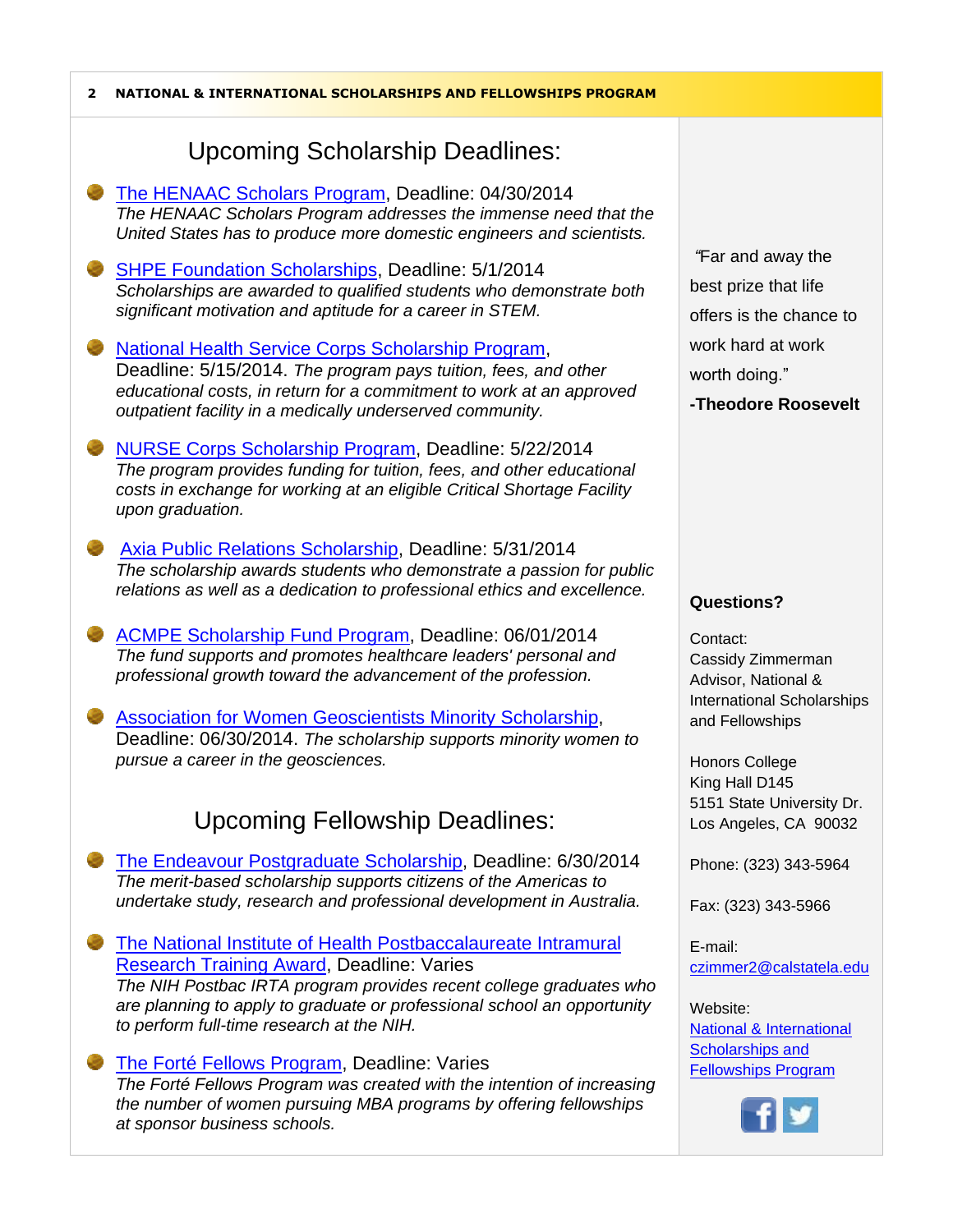## Upcoming Scholarship Deadlines:

- The HENAAC Scholars Program, Deadline: 04/30/2014
  *The HENAAC Scholars Program addresses the immense need that the United States has to produce more domestic engineers and scientists.*

- SHPE Foundation Scholarships, Deadline: 5/1/2014
  *Scholarships are awarded to qualified students who demonstrate both significant motivation and aptitude for a career in STEM.*

- National Health Service Corps Scholarship Program, Deadline: 5/15/2014. *The program pays tuition, fees, and other educational costs, in return for a commitment to work at an approved outpatient facility in a medically underserved community.*

- NURSE Corps Scholarship Program, Deadline: 5/22/2014
  *The program provides funding for tuition, fees, and other educational costs in exchange for working at an eligible Critical Shortage Facility upon graduation.*

- Axia Public Relations Scholarship, Deadline: 5/31/2014
  *The scholarship awards students who demonstrate a passion for public relations as well as a dedication to professional ethics and excellence.*

- ACMPE Scholarship Fund Program, Deadline: 06/01/2014
  *The fund supports and promotes healthcare leaders' personal and professional growth toward the advancement of the profession.*

- Association for Women Geoscientists Minority Scholarship, Deadline: 06/30/2014. *The scholarship supports minority women to pursue a career in the geosciences.*

## Upcoming Fellowship Deadlines:

- The Endeavour Postgraduate Scholarship, Deadline: 6/30/2014
  *The merit-based scholarship supports citizens of the Americas to undertake study, research and professional development in Australia.*

- The National Institute of Health Postbaccalaureate Intramural Research Training Award, Deadline: Varies
  *The NIH Postbac IRTA program provides recent college graduates who are planning to apply to graduate or professional school an opportunity to perform full-time research at the NIH.*

- The Forté Fellows Program, Deadline: Varies
  *The Forté Fellows Program was created with the intention of increasing the number of women pursuing MBA programs by offering fellowships at sponsor business schools.*

"Far and away the best prize that life offers is the chance to work hard at work worth doing."

**-Theodore Roosevelt**

**Questions?**

Contact:
Cassidy Zimmerman
Advisor, National & International Scholarships and Fellowships

Honors College
King Hall D145
5151 State University Dr.
Los Angeles, CA 90032

Phone: (323) 343-5964

Fax: (323) 343-5966

E-mail:
czimmer2@calstatela.edu

Website:
National & International Scholarships and Fellowships Program